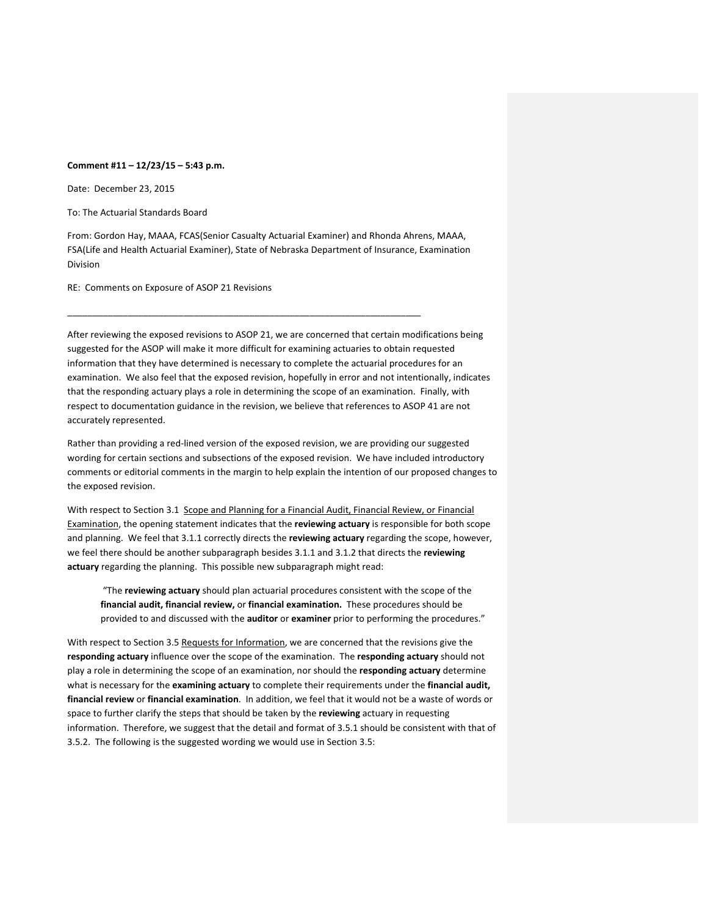**Comment #11 – 12/23/15 – 5:43 p.m.**

Date: December 23, 2015

To: The Actuarial Standards Board

From: Gordon Hay, MAAA, FCAS(Senior Casualty Actuarial Examiner) and Rhonda Ahrens, MAAA, FSA(Life and Health Actuarial Examiner), State of Nebraska Department of Insurance, Examination Division

RE: Comments on Exposure of ASOP 21 Revisions

---

After reviewing the exposed revisions to ASOP 21, we are concerned that certain modifications being suggested for the ASOP will make it more difficult for examining actuaries to obtain requested information that they have determined is necessary to complete the actuarial procedures for an examination. We also feel that the exposed revision, hopefully in error and not intentionally, indicates that the responding actuary plays a role in determining the scope of an examination. Finally, with respect to documentation guidance in the revision, we believe that references to ASOP 41 are not accurately represented.

Rather than providing a red-lined version of the exposed revision, we are providing our suggested wording for certain sections and subsections of the exposed revision. We have included introductory comments or editorial comments in the margin to help explain the intention of our proposed changes to the exposed revision.

With respect to Section 3.1 Scope and Planning for a Financial Audit, Financial Review, or Financial Examination, the opening statement indicates that the **reviewing actuary** is responsible for both scope and planning. We feel that 3.1.1 correctly directs the **reviewing actuary** regarding the scope, however, we feel there should be another subparagraph besides 3.1.1 and 3.1.2 that directs the **reviewing actuary** regarding the planning. This possible new subparagraph might read:

> "The **reviewing actuary** should plan actuarial procedures consistent with the scope of the **financial audit, financial review,** or **financial examination.** These procedures should be provided to and discussed with the **auditor** or **examiner** prior to performing the procedures."

With respect to Section 3.5 Requests for Information, we are concerned that the revisions give the **responding actuary** influence over the scope of the examination. The **responding actuary** should not play a role in determining the scope of an examination, nor should the **responding actuary** determine what is necessary for the **examining actuary** to complete their requirements under the **financial audit, financial review** or **financial examination**. In addition, we feel that it would not be a waste of words or space to further clarify the steps that should be taken by the **reviewing** actuary in requesting information. Therefore, we suggest that the detail and format of 3.5.1 should be consistent with that of 3.5.2. The following is the suggested wording we would use in Section 3.5: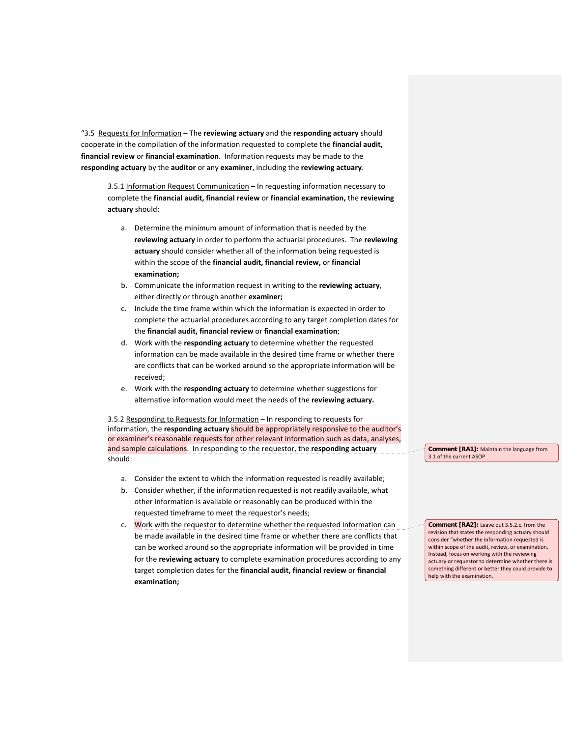"3.5 Requests for Information – The **reviewing actuary** and the **responding actuary** should cooperate in the compilation of the information requested to complete the **financial audit, financial review** or **financial examination**. Information requests may be made to the **responding actuary** by the **auditor** or any **examiner**, including the **reviewing actuary**.

3.5.1 Information Request Communication – In requesting information necessary to complete the **financial audit, financial review** or **financial examination,** the **reviewing actuary** should:

a. Determine the minimum amount of information that is needed by the **reviewing actuary** in order to perform the actuarial procedures. The **reviewing actuary** should consider whether all of the information being requested is within the scope of the **financial audit, financial review,** or **financial examination;**
b. Communicate the information request in writing to the **reviewing actuary**, either directly or through another **examiner;**
c. Include the time frame within which the information is expected in order to complete the actuarial procedures according to any target completion dates for the **financial audit, financial review** or **financial examination**;
d. Work with the **responding actuary** to determine whether the requested information can be made available in the desired time frame or whether there are conflicts that can be worked around so the appropriate information will be received;
e. Work with the **responding actuary** to determine whether suggestions for alternative information would meet the needs of the **reviewing actuary.**

3.5.2 Responding to Requests for Information – In responding to requests for information, the **responding actuary** should be appropriately responsive to the auditor's or examiner's reasonable requests for other relevant information such as data, analyses, and sample calculations. In responding to the requestor, the **responding actuary** should:

> **Comment [RA1]:** Maintain the language from 3.1 of the current ASOP

a. Consider the extent to which the information requested is readily available;
b. Consider whether, if the information requested is not readily available, what other information is available or reasonably can be produced within the requested timeframe to meet the requestor's needs;
c. Work with the requestor to determine whether the requested information can be made available in the desired time frame or whether there are conflicts that can be worked around so the appropriate information will be provided in time for the **reviewing actuary** to complete examination procedures according to any target completion dates for the **financial audit, financial review** or **financial examination;**

> **Comment [RA2]:** Leave out 3.5.2.c. from the revision that states the responding actuary should consider "whether the information requested is within scope of the audit, review, or examination. Instead, focus on working with the reviewing actuary or requestor to determine whether there is something different or better they could provide to help with the examination.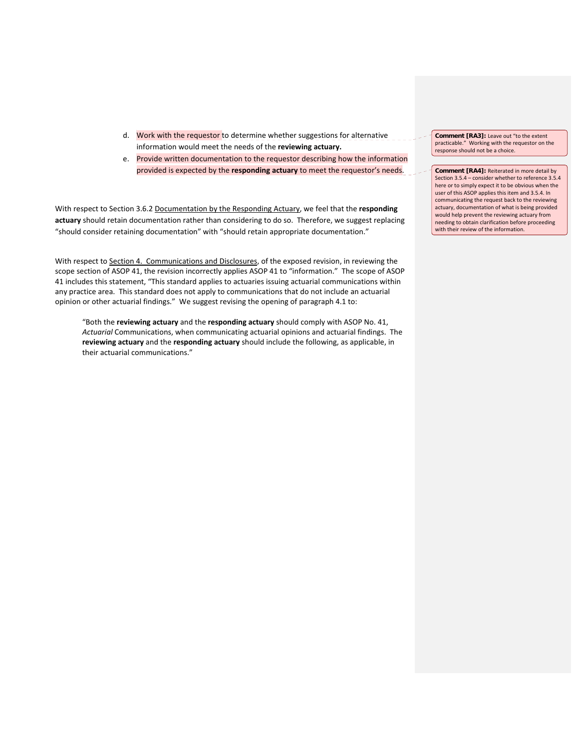d. Work with the requestor to determine whether suggestions for alternative information would meet the needs of the **reviewing actuary.**

e. Provide written documentation to the requestor describing how the information provided is expected by the **responding actuary** to meet the requestor's needs.

**Comment [RA3]:** Leave out "to the extent practicable." Working with the requestor on the response should not be a choice.

**Comment [RA4]:** Reiterated in more detail by Section 3.5.4 – consider whether to reference 3.5.4 here or to simply expect it to be obvious when the user of this ASOP applies this item and 3.5.4. In communicating the request back to the reviewing actuary, documentation of what is being provided would help prevent the reviewing actuary from needing to obtain clarification before proceeding with their review of the information.

With respect to Section 3.6.2 Documentation by the Responding Actuary, we feel that the **responding actuary** should retain documentation rather than considering to do so. Therefore, we suggest replacing "should consider retaining documentation" with "should retain appropriate documentation."

With respect to Section 4. Communications and Disclosures, of the exposed revision, in reviewing the scope section of ASOP 41, the revision incorrectly applies ASOP 41 to "information." The scope of ASOP 41 includes this statement, "This standard applies to actuaries issuing actuarial communications within any practice area. This standard does not apply to communications that do not include an actuarial opinion or other actuarial findings." We suggest revising the opening of paragraph 4.1 to:

> "Both the **reviewing actuary** and the **responding actuary** should comply with ASOP No. 41, *Actuarial* Communications, when communicating actuarial opinions and actuarial findings. The **reviewing actuary** and the **responding actuary** should include the following, as applicable, in their actuarial communications."